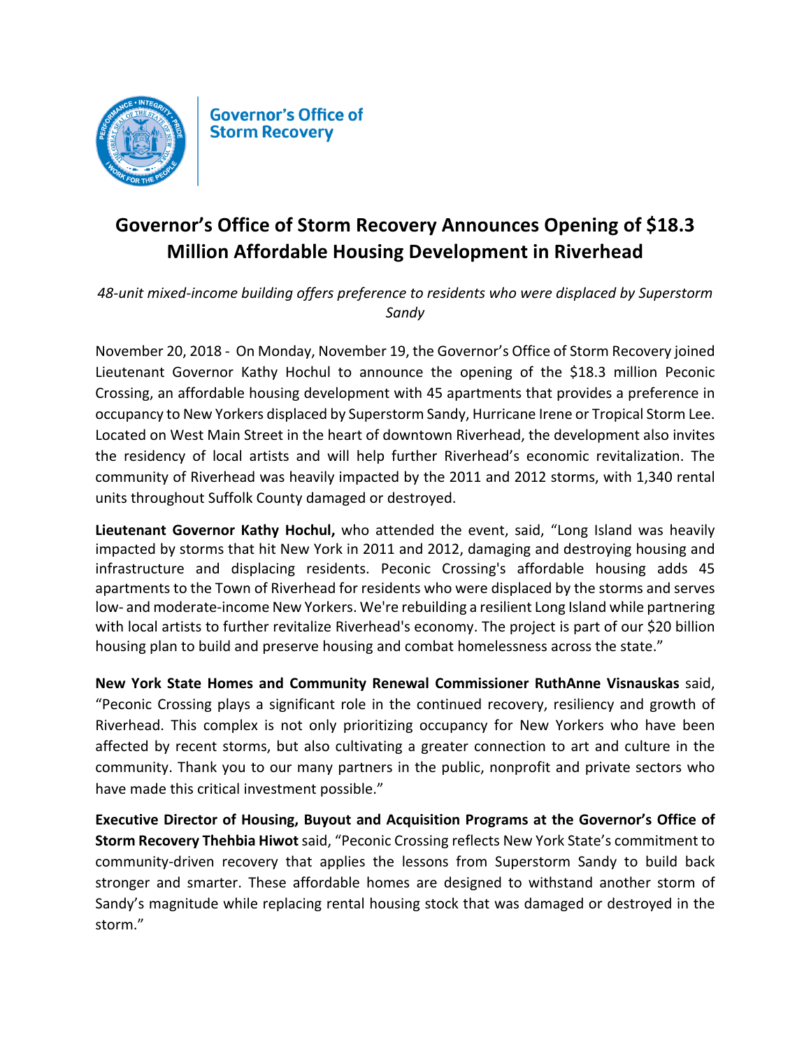Governor's Office of Storm Recovery

# Governor's Office of Storm Recovery Announces Opening of $18.3 Million Affordable Housing Development in Riverhead

*48-unit mixed-income building offers preference to residents who were displaced by Superstorm Sandy*

November 20, 2018 - On Monday, November 19, the Governor's Office of Storm Recovery joined Lieutenant Governor Kathy Hochul to announce the opening of the $18.3 million Peconic Crossing, an affordable housing development with 45 apartments that provides a preference in occupancy to New Yorkers displaced by Superstorm Sandy, Hurricane Irene or Tropical Storm Lee. Located on West Main Street in the heart of downtown Riverhead, the development also invites the residency of local artists and will help further Riverhead's economic revitalization. The community of Riverhead was heavily impacted by the 2011 and 2012 storms, with 1,340 rental units throughout Suffolk County damaged or destroyed.

**Lieutenant Governor Kathy Hochul,** who attended the event, said, "Long Island was heavily impacted by storms that hit New York in 2011 and 2012, damaging and destroying housing and infrastructure and displacing residents. Peconic Crossing's affordable housing adds 45 apartments to the Town of Riverhead for residents who were displaced by the storms and serves low- and moderate-income New Yorkers. We're rebuilding a resilient Long Island while partnering with local artists to further revitalize Riverhead's economy. The project is part of our $20 billion housing plan to build and preserve housing and combat homelessness across the state."

**New York State Homes and Community Renewal Commissioner RuthAnne Visnauskas** said, "Peconic Crossing plays a significant role in the continued recovery, resiliency and growth of Riverhead. This complex is not only prioritizing occupancy for New Yorkers who have been affected by recent storms, but also cultivating a greater connection to art and culture in the community. Thank you to our many partners in the public, nonprofit and private sectors who have made this critical investment possible."

**Executive Director of Housing, Buyout and Acquisition Programs at the Governor's Office of Storm Recovery Thehbia Hiwot** said, "Peconic Crossing reflects New York State's commitment to community-driven recovery that applies the lessons from Superstorm Sandy to build back stronger and smarter. These affordable homes are designed to withstand another storm of Sandy's magnitude while replacing rental housing stock that was damaged or destroyed in the storm."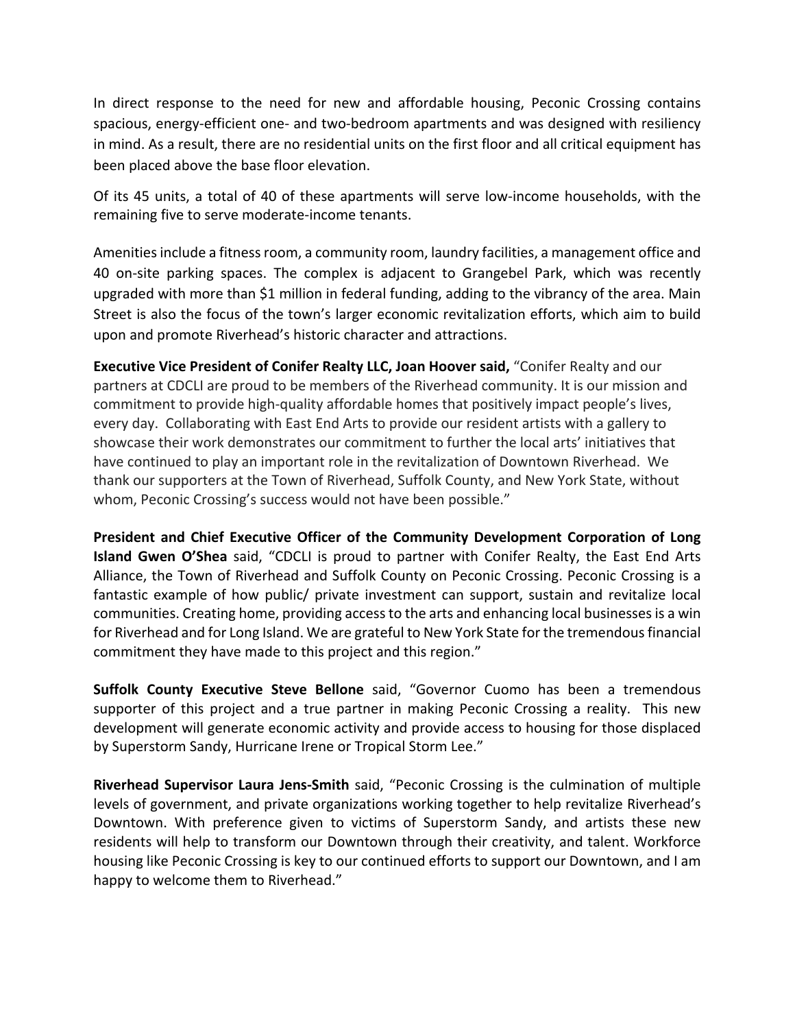In direct response to the need for new and affordable housing, Peconic Crossing contains spacious, energy-efficient one- and two-bedroom apartments and was designed with resiliency in mind. As a result, there are no residential units on the first floor and all critical equipment has been placed above the base floor elevation.

Of its 45 units, a total of 40 of these apartments will serve low-income households, with the remaining five to serve moderate-income tenants.

Amenities include a fitness room, a community room, laundry facilities, a management office and 40 on-site parking spaces. The complex is adjacent to Grangebel Park, which was recently upgraded with more than $1 million in federal funding, adding to the vibrancy of the area. Main Street is also the focus of the town's larger economic revitalization efforts, which aim to build upon and promote Riverhead's historic character and attractions.

**Executive Vice President of Conifer Realty LLC, Joan Hoover said,** "Conifer Realty and our partners at CDCLI are proud to be members of the Riverhead community. It is our mission and commitment to provide high-quality affordable homes that positively impact people's lives, every day. Collaborating with East End Arts to provide our resident artists with a gallery to showcase their work demonstrates our commitment to further the local arts' initiatives that have continued to play an important role in the revitalization of Downtown Riverhead. We thank our supporters at the Town of Riverhead, Suffolk County, and New York State, without whom, Peconic Crossing's success would not have been possible."

**President and Chief Executive Officer of the Community Development Corporation of Long Island Gwen O'Shea** said, "CDCLI is proud to partner with Conifer Realty, the East End Arts Alliance, the Town of Riverhead and Suffolk County on Peconic Crossing. Peconic Crossing is a fantastic example of how public/ private investment can support, sustain and revitalize local communities. Creating home, providing access to the arts and enhancing local businesses is a win for Riverhead and for Long Island. We are grateful to New York State for the tremendous financial commitment they have made to this project and this region."

**Suffolk County Executive Steve Bellone** said, "Governor Cuomo has been a tremendous supporter of this project and a true partner in making Peconic Crossing a reality. This new development will generate economic activity and provide access to housing for those displaced by Superstorm Sandy, Hurricane Irene or Tropical Storm Lee."

**Riverhead Supervisor Laura Jens-Smith** said, "Peconic Crossing is the culmination of multiple levels of government, and private organizations working together to help revitalize Riverhead's Downtown. With preference given to victims of Superstorm Sandy, and artists these new residents will help to transform our Downtown through their creativity, and talent. Workforce housing like Peconic Crossing is key to our continued efforts to support our Downtown, and I am happy to welcome them to Riverhead."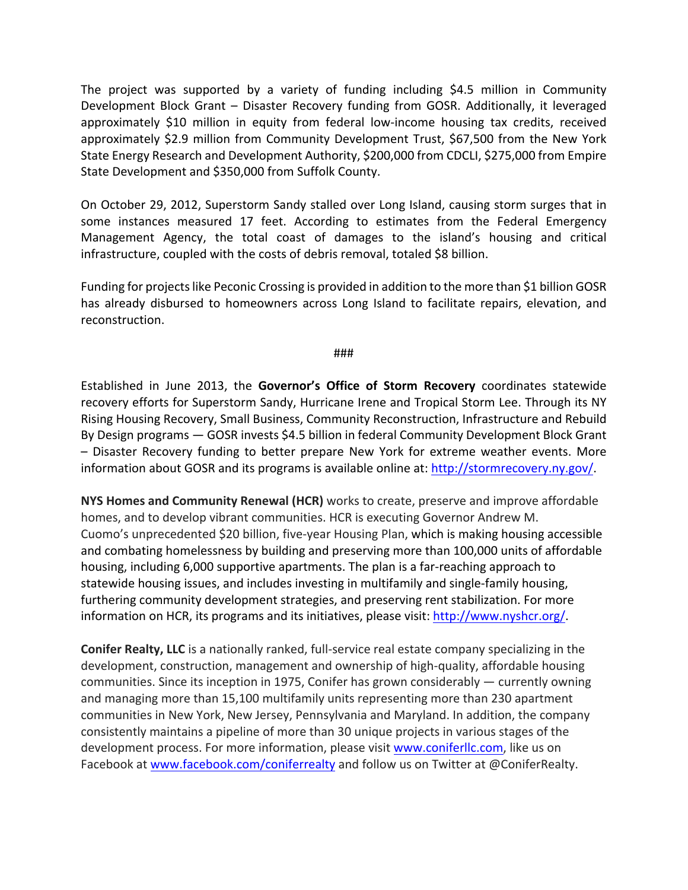The project was supported by a variety of funding including $4.5 million in Community Development Block Grant – Disaster Recovery funding from GOSR. Additionally, it leveraged approximately $10 million in equity from federal low-income housing tax credits, received approximately $2.9 million from Community Development Trust, $67,500 from the New York State Energy Research and Development Authority, $200,000 from CDCLI, $275,000 from Empire State Development and $350,000 from Suffolk County.

On October 29, 2012, Superstorm Sandy stalled over Long Island, causing storm surges that in some instances measured 17 feet. According to estimates from the Federal Emergency Management Agency, the total coast of damages to the island's housing and critical infrastructure, coupled with the costs of debris removal, totaled $8 billion.

Funding for projects like Peconic Crossing is provided in addition to the more than $1 billion GOSR has already disbursed to homeowners across Long Island to facilitate repairs, elevation, and reconstruction.

###

Established in June 2013, the **Governor's Office of Storm Recovery** coordinates statewide recovery efforts for Superstorm Sandy, Hurricane Irene and Tropical Storm Lee. Through its NY Rising Housing Recovery, Small Business, Community Reconstruction, Infrastructure and Rebuild By Design programs — GOSR invests $4.5 billion in federal Community Development Block Grant – Disaster Recovery funding to better prepare New York for extreme weather events. More information about GOSR and its programs is available online at: http://stormrecovery.ny.gov/.

**NYS Homes and Community Renewal (HCR)** works to create, preserve and improve affordable homes, and to develop vibrant communities. HCR is executing Governor Andrew M. Cuomo's unprecedented $20 billion, five-year Housing Plan, which is making housing accessible and combating homelessness by building and preserving more than 100,000 units of affordable housing, including 6,000 supportive apartments. The plan is a far-reaching approach to statewide housing issues, and includes investing in multifamily and single-family housing, furthering community development strategies, and preserving rent stabilization. For more information on HCR, its programs and its initiatives, please visit: http://www.nyshcr.org/.

**Conifer Realty, LLC** is a nationally ranked, full-service real estate company specializing in the development, construction, management and ownership of high-quality, affordable housing communities. Since its inception in 1975, Conifer has grown considerably — currently owning and managing more than 15,100 multifamily units representing more than 230 apartment communities in New York, New Jersey, Pennsylvania and Maryland. In addition, the company consistently maintains a pipeline of more than 30 unique projects in various stages of the development process. For more information, please visit www.coniferllc.com, like us on Facebook at www.facebook.com/coniferrealty and follow us on Twitter at @ConiferRealty.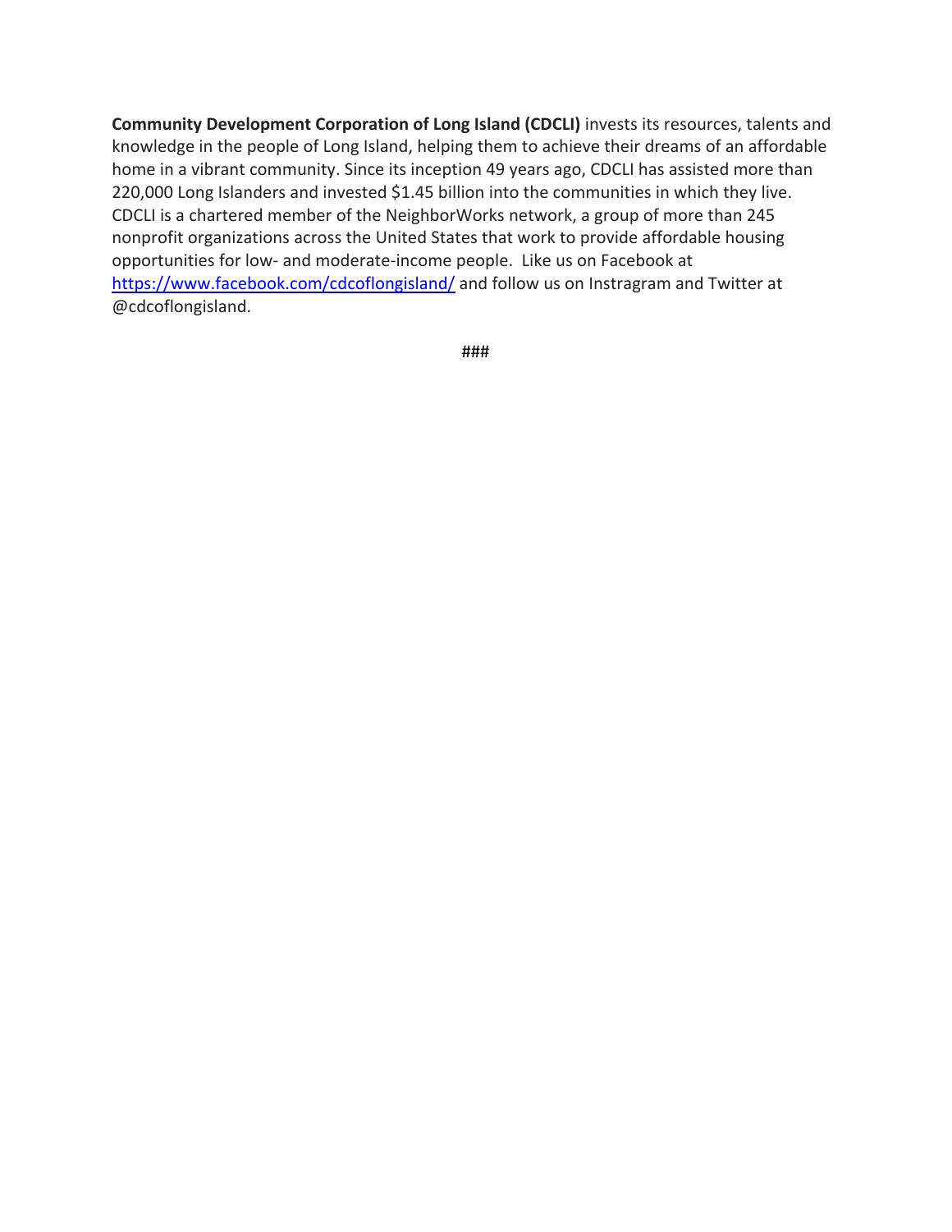**Community Development Corporation of Long Island (CDCLI)** invests its resources, talents and knowledge in the people of Long Island, helping them to achieve their dreams of an affordable home in a vibrant community. Since its inception 49 years ago, CDCLI has assisted more than 220,000 Long Islanders and invested $1.45 billion into the communities in which they live. CDCLI is a chartered member of the NeighborWorks network, a group of more than 245 nonprofit organizations across the United States that work to provide affordable housing opportunities for low- and moderate-income people. Like us on Facebook at [https://www.facebook.com/cdcoflongisland/](https://www.facebook.com/cdcoflongisland/) and follow us on Instragram and Twitter at @cdcoflongisland.

###